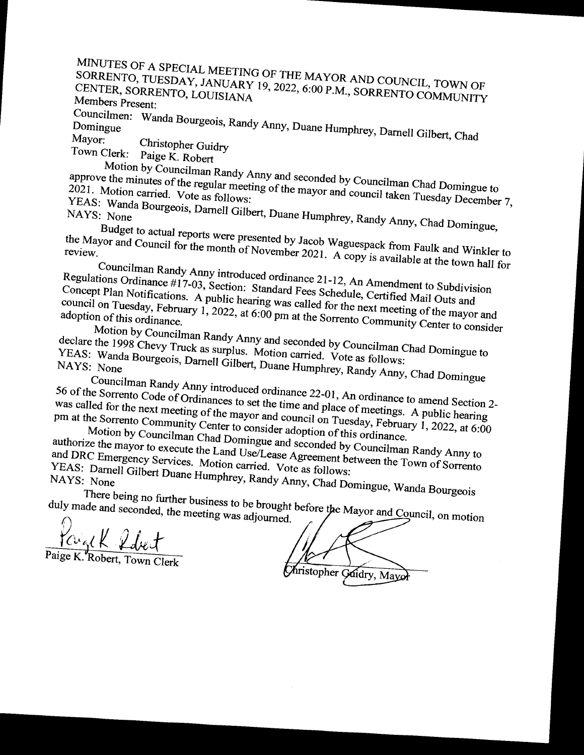MINUTES OF A SPECIAL MEETING OF THE MAYOR AND COUNCIL, TOWN OF SORRENTO, TUESDAY, JANUARY 19, 2022, 6:00 P.M., SORRENTO COMMUNITY CENTER, SORRENTO, LOUISIANA

Members Present:

Councilmen: Wanda Bourgeois, Randy Anny, Duane Humphrey, Darnell Gilbert, Chad Domingue

Mayor: Christopher Guidry

Town Clerk: Paige K. Robert

Motion by Councilman Randy Anny and seconded by Councilman Chad Domingue to approve the minutes of the regular meeting of the mayor and council taken Tuesday December 7, 2021. Motion carried. Vote as follows:

YEAS: Wanda Bourgeois, Darnell Gilbert, Duane Humphrey, Randy Anny, Chad Domingue,

NAYS: None

Budget to actual reports were presented by Jacob Waguespack from Faulk and Winkler to the Mayor and Council for the month of November 2021. A copy is available at the town hall for review.

Councilman Randy Anny introduced ordinance 21-12, An Amendment to Subdivision Regulations Ordinance #17-03, Section: Standard Fees Schedule, Certified Mail Outs and Concept Plan Notifications. A public hearing was called for the next meeting of the mayor and council on Tuesday, February 1, 2022, at 6:00 pm at the Sorrento Community Center to consider adoption of this ordinance.

Motion by Councilman Randy Anny and seconded by Councilman Chad Domingue to declare the 1998 Chevy Truck as surplus. Motion carried. Vote as follows:

YEAS: Wanda Bourgeois, Darnell Gilbert, Duane Humphrey, Randy Anny, Chad Domingue

NAYS: None

Councilman Randy Anny introduced ordinance 22-01, An ordinance to amend Section 2-56 of the Sorrento Code of Ordinances to set the time and place of meetings. A public hearing was called for the next meeting of the mayor and council on Tuesday, February 1, 2022, at 6:00 pm at the Sorrento Community Center to consider adoption of this ordinance.

Motion by Councilman Chad Domingue and seconded by Councilman Randy Anny to authorize the mayor to execute the Land Use/Lease Agreement between the Town of Sorrento and DRC Emergency Services. Motion carried. Vote as follows:

YEAS: Darnell Gilbert Duane Humphrey, Randy Anny, Chad Domingue, Wanda Bourgeois

NAYS: None

There being no further business to be brought before the Mayor and Council, on motion duly made and seconded, the meeting was adjourned.

Paige K. Robert, Town Clerk

Christopher Guidry, Mayor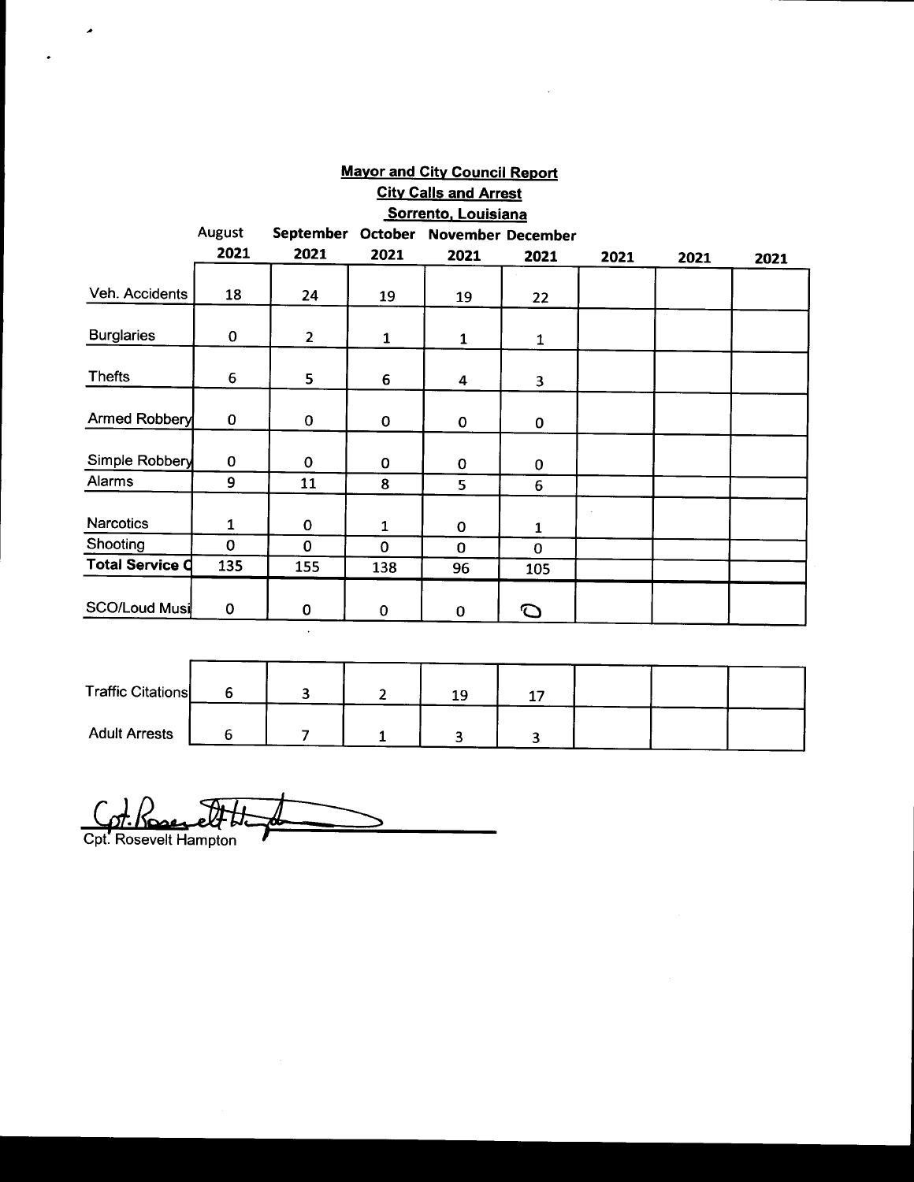**Mayor and City Council Report**

**City Calls and Arrest**

**Sorrento, Louisiana**

| | August 2021 | September 2021 | October 2021 | November 2021 | December 2021 | 2021 | 2021 | 2021 |
|---|---|---|---|---|---|---|---|---|
| Veh. Accidents | 18 | 24 | 19 | 19 | 22 | | | |
| Burglaries | 0 | 2 | 1 | 1 | 1 | | | |
| Thefts | 6 | 5 | 6 | 4 | 3 | | | |
| Armed Robbery | 0 | 0 | 0 | 0 | 0 | | | |
| Simple Robbery | 0 | 0 | 0 | 0 | 0 | | | |
| Alarms | 9 | 11 | 8 | 5 | 6 | | | |
| Narcotics | 1 | 0 | 1 | 0 | 1 | | | |
| Shooting | 0 | 0 | 0 | 0 | 0 | | | |
| **Total Service C** | 135 | 155 | 138 | 96 | 105 | | | |
| SCO/Loud Musi | 0 | 0 | 0 | 0 | 0 | | | |

| | | | | | | | | |
|---|---|---|---|---|---|---|---|---|
| Traffic Citations | 6 | 3 | 2 | 19 | 17 | | | |
| Adult Arrests | 6 | 7 | 1 | 3 | 3 | | | |

Cpt. Rosevelt Hampton

Cpt. Rosevelt Hampton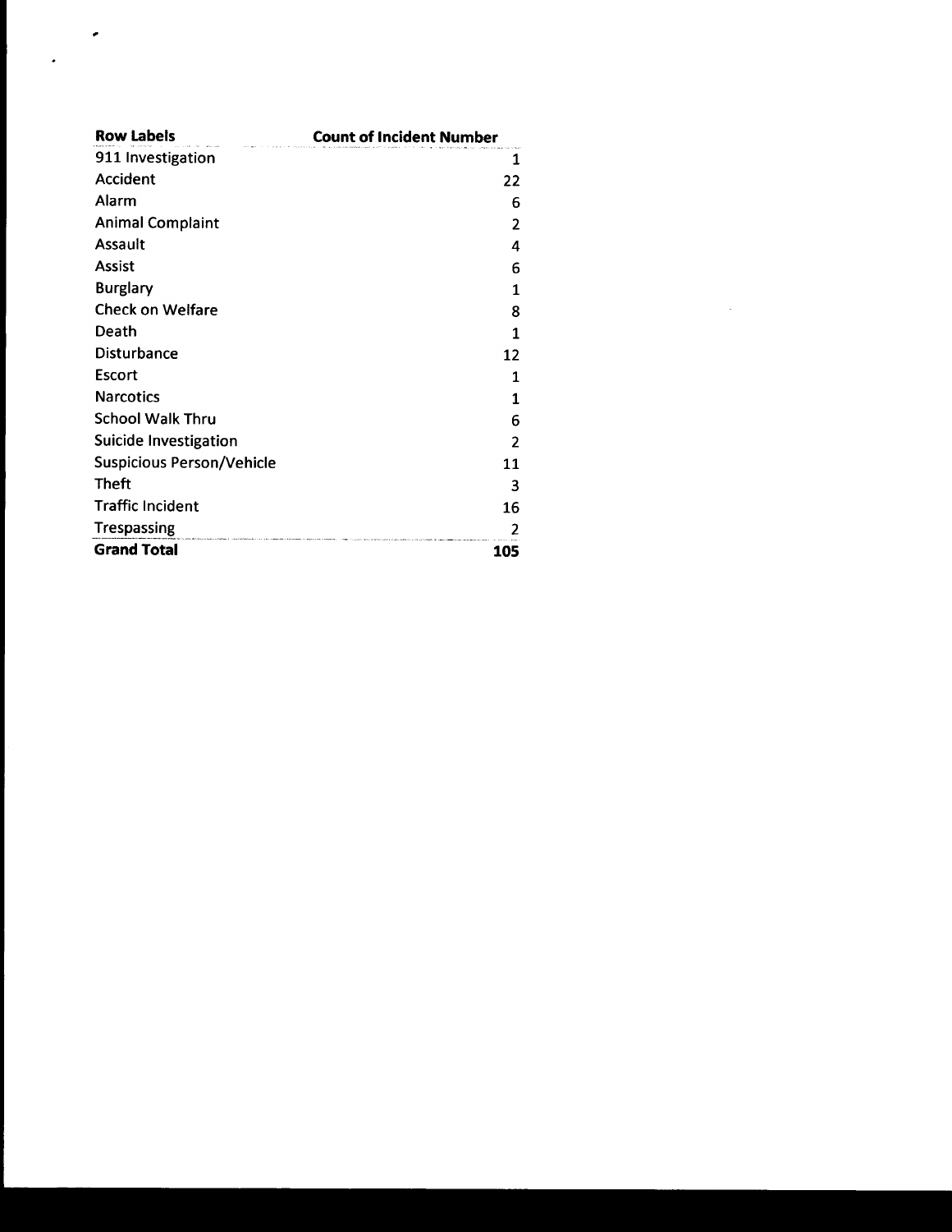| Row Labels | Count of Incident Number |
|---|---|
| 911 Investigation | 1 |
| Accident | 22 |
| Alarm | 6 |
| Animal Complaint | 2 |
| Assault | 4 |
| Assist | 6 |
| Burglary | 1 |
| Check on Welfare | 8 |
| Death | 1 |
| Disturbance | 12 |
| Escort | 1 |
| Narcotics | 1 |
| School Walk Thru | 6 |
| Suicide Investigation | 2 |
| Suspicious Person/Vehicle | 11 |
| Theft | 3 |
| Traffic Incident | 16 |
| Trespassing | 2 |
| **Grand Total** | **105** |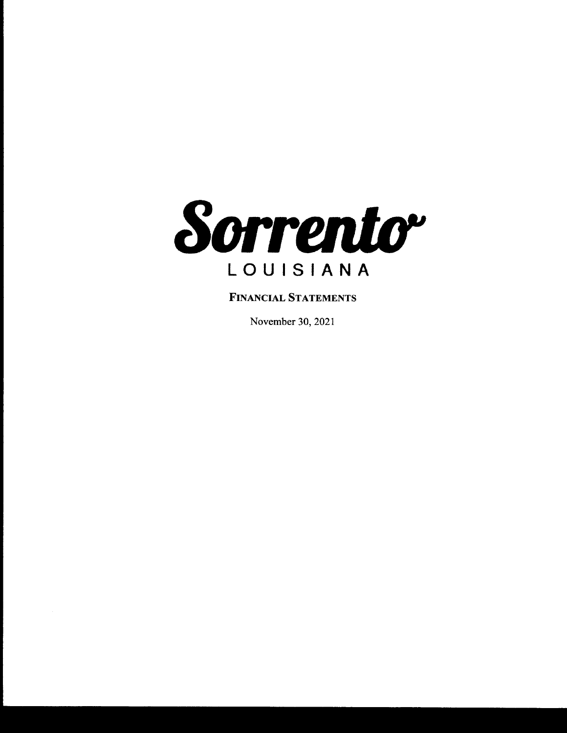# Sorrento

## LOUISIANA

**FINANCIAL STATEMENTS**

November 30, 2021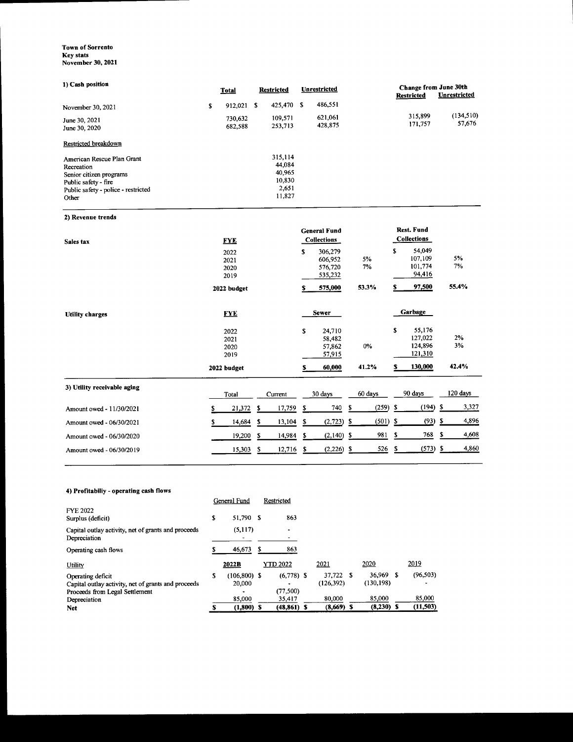**Town of Sorrento**
**Key stats**
**November 30, 2021**

## 1) Cash position

| | Total | Restricted | Unrestricted | Change from June 30th Restricted | Change from June 30th Unrestricted |
|---|---|---|---|---|---|
| November 30, 2021 | $ 912,021 | $ 425,470 | $ 486,551 | | |
| June 30, 2021 | 730,632 | 109,571 | 621,061 | 315,899 | (134,510) |
| June 30, 2020 | 682,588 | 253,713 | 428,875 | 171,757 | 57,676 |

Restricted breakdown

| | Restricted |
|---|---|
| American Rescue Plan Grant | 315,114 |
| Recreation | 44,084 |
| Senior citizen programs | 40,965 |
| Public safety - fire | 10,830 |
| Public safety - police - restricted | 2,651 |
| Other | 11,827 |

## 2) Revenue trends

| Sales tax | FYE | General Fund Collections | | Rest. Fund Collections | |
|---|---|---|---|---|---|
| | 2022 | $ 306,279 | | $ 54,049 | |
| | 2021 | 606,952 | 5% | 107,109 | 5% |
| | 2020 | 576,720 | 7% | 101,774 | 7% |
| | 2019 | 535,232 | | 94,416 | |
| | **2022 budget** | **$ 575,000** | **53.3%** | **$ 97,500** | **55.4%** |

| Utility charges | FYE | Sewer | | Garbage | |
|---|---|---|---|---|---|
| | 2022 | $ 24,710 | | $ 55,176 | |
| | 2021 | 58,482 | | 127,022 | 2% |
| | 2020 | 57,862 | 0% | 124,896 | 3% |
| | 2019 | 57,915 | | 121,310 | |
| | **2022 budget** | **$ 60,000** | **41.2%** | **$ 130,000** | **42.4%** |

## 3) Utility receivable aging

| | Total | Current | 30 days | 60 days | 90 days | 120 days |
|---|---|---|---|---|---|---|
| Amount owed - 11/30/2021 | $ 21,372 | $ 17,759 | $ 740 | $ (259) | $ (194) | $ 3,327 |
| Amount owed - 06/30/2021 | $ 14,684 | $ 13,104 | $ (2,723) | $ (501) | $ (93) | $ 4,896 |
| Amount owed - 06/30/2020 | 19,200 | $ 14,984 | $ (2,140) | $ 981 | $ 768 | $ 4,608 |
| Amount owed - 06/30/2019 | 15,303 | $ 12,716 | $ (2,226) | $ 526 | $ (573) | $ 4,860 |

## 4) Profitabiliy - operating cash flows

| FYE 2022 | General Fund | Restricted |
|---|---|---|
| Surplus (deficit) | $ 51,790 | $ 863 |
| Capital outlay activity, net of grants and proceeds | (5,117) | - |
| Depreciation | - | - |
| Operating cash flows | $ 46,673 | $ 863 |

| Utility | 2022B | YTD 2022 | 2021 | 2020 | 2019 |
|---|---|---|---|---|---|
| Operating deficit | $ (106,800) | $ (6,778) | $ 37,722 | $ 36,969 | $ (96,503) |
| Capital outlay activity, net of grants and proceeds | 20,000 | - | (126,392) | (130,198) | - |
| Proceeds from Legal Settlement | - | (77,500) | | | |
| Depreciation | 85,000 | 35,417 | 80,000 | 85,000 | 85,000 |
| **Net** | **$ (1,800)** | **$ (48,861)** | **$ (8,669)** | **$ (8,230)** | **$ (11,503)** |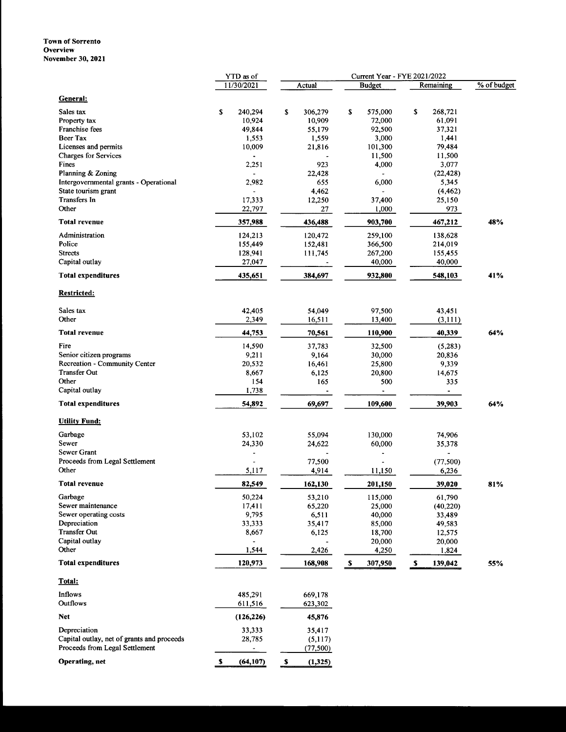**Town of Sorrento**
**Overview**
**November 30, 2021**

| | YTD as of | Current Year - FYE 2021/2022 | | | |
|---|---|---|---|---|---|
| | 11/30/2021 | Actual | Budget | Remaining | % of budget |
| **General:** | | | | | |
| Sales tax | $ 240,294 | $ 306,279 | $ 575,000 | $ 268,721 | |
| Property tax | 10,924 | 10,909 | 72,000 | 61,091 | |
| Franchise fees | 49,844 | 55,179 | 92,500 | 37,321 | |
| Beer Tax | 1,553 | 1,559 | 3,000 | 1,441 | |
| Licenses and permits | 10,009 | 21,816 | 101,300 | 79,484 | |
| Charges for Services | - | - | 11,500 | 11,500 | |
| Fines | 2,251 | 923 | 4,000 | 3,077 | |
| Planning & Zoning | - | 22,428 | - | (22,428) | |
| Intergovernmental grants - Operational | 2,982 | 655 | 6,000 | 5,345 | |
| State tourism grant | - | 4,462 | - | (4,462) | |
| Transfers In | 17,333 | 12,250 | 37,400 | 25,150 | |
| Other | 22,797 | 27 | 1,000 | 973 | |
| **Total revenue** | **357,988** | **436,488** | **903,700** | **467,212** | **48%** |
| Administration | 124,213 | 120,472 | 259,100 | 138,628 | |
| Police | 155,449 | 152,481 | 366,500 | 214,019 | |
| Streets | 128,941 | 111,745 | 267,200 | 155,455 | |
| Capital outlay | 27,047 | - | 40,000 | 40,000 | |
| **Total expenditures** | **435,651** | **384,697** | **932,800** | **548,103** | **41%** |
| **Restricted:** | | | | | |
| Sales tax | 42,405 | 54,049 | 97,500 | 43,451 | |
| Other | 2,349 | 16,511 | 13,400 | (3,111) | |
| **Total revenue** | **44,753** | **70,561** | **110,900** | **40,339** | **64%** |
| Fire | 14,590 | 37,783 | 32,500 | (5,283) | |
| Senior citizen programs | 9,211 | 9,164 | 30,000 | 20,836 | |
| Recreation - Community Center | 20,532 | 16,461 | 25,800 | 9,339 | |
| Transfer Out | 8,667 | 6,125 | 20,800 | 14,675 | |
| Other | 154 | 165 | 500 | 335 | |
| Capital outlay | 1,738 | - | - | - | |
| **Total expenditures** | **54,892** | **69,697** | **109,600** | **39,903** | **64%** |
| **Utility Fund:** | | | | | |
| Garbage | 53,102 | 55,094 | 130,000 | 74,906 | |
| Sewer | 24,330 | 24,622 | 60,000 | 35,378 | |
| Sewer Grant | - | - | - | - | |
| Proceeds from Legal Settlement | - | 77,500 | - | (77,500) | |
| Other | 5,117 | 4,914 | 11,150 | 6,236 | |
| **Total revenue** | **82,549** | **162,130** | **201,150** | **39,020** | **81%** |
| Garbage | 50,224 | 53,210 | 115,000 | 61,790 | |
| Sewer maintenance | 17,411 | 65,220 | 25,000 | (40,220) | |
| Sewer operating costs | 9,795 | 6,511 | 40,000 | 33,489 | |
| Depreciation | 33,333 | 35,417 | 85,000 | 49,583 | |
| Transfer Out | 8,667 | 6,125 | 18,700 | 12,575 | |
| Capital outlay | - | - | 20,000 | 20,000 | |
| Other | 1,544 | 2,426 | 4,250 | 1,824 | |
| **Total expenditures** | **120,973** | **168,908** | **$ 307,950** | **$ 139,042** | **55%** |
| **Total:** | | | | | |
| Inflows | 485,291 | 669,178 | | | |
| Outflows | 611,516 | 623,302 | | | |
| **Net** | **(126,226)** | **45,876** | | | |
| Depreciation | 33,333 | 35,417 | | | |
| Capital outlay, net of grants and proceeds | 28,785 | (5,117) | | | |
| Proceeds from Legal Settlement | - | (77,500) | | | |
| **Operating, net** | **$ (64,107)** | **$ (1,325)** | | | |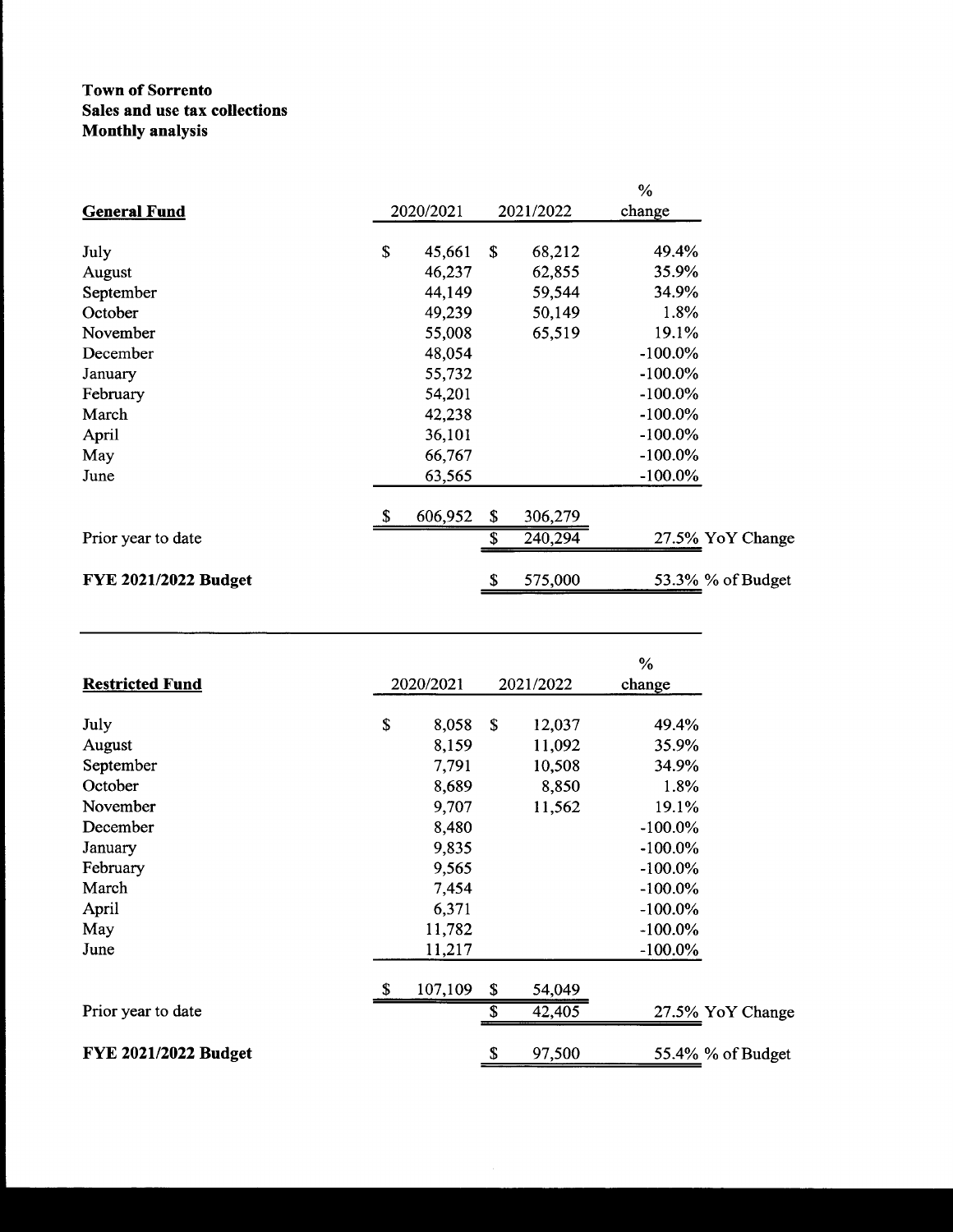**Town of Sorrento**
**Sales and use tax collections**
**Monthly analysis**

| **General Fund** | 2020/2021 | 2021/2022 | % change | |
|---|---|---|---|---|
| July | $ 45,661 | $ 68,212 | 49.4% | |
| August | 46,237 | 62,855 | 35.9% | |
| September | 44,149 | 59,544 | 34.9% | |
| October | 49,239 | 50,149 | 1.8% | |
| November | 55,008 | 65,519 | 19.1% | |
| December | 48,054 | | -100.0% | |
| January | 55,732 | | -100.0% | |
| February | 54,201 | | -100.0% | |
| March | 42,238 | | -100.0% | |
| April | 36,101 | | -100.0% | |
| May | 66,767 | | -100.0% | |
| June | 63,565 | | -100.0% | |
| | $ 606,952 | $ 306,279 | | |
| Prior year to date | | $ 240,294 | 27.5% | YoY Change |
| **FYE 2021/2022 Budget** | | $ 575,000 | 53.3% | % of Budget |

| **Restricted Fund** | 2020/2021 | 2021/2022 | % change | |
|---|---|---|---|---|
| July | $ 8,058 | $ 12,037 | 49.4% | |
| August | 8,159 | 11,092 | 35.9% | |
| September | 7,791 | 10,508 | 34.9% | |
| October | 8,689 | 8,850 | 1.8% | |
| November | 9,707 | 11,562 | 19.1% | |
| December | 8,480 | | -100.0% | |
| January | 9,835 | | -100.0% | |
| February | 9,565 | | -100.0% | |
| March | 7,454 | | -100.0% | |
| April | 6,371 | | -100.0% | |
| May | 11,782 | | -100.0% | |
| June | 11,217 | | -100.0% | |
| | $ 107,109 | $ 54,049 | | |
| Prior year to date | | $ 42,405 | 27.5% | YoY Change |
| **FYE 2021/2022 Budget** | | $ 97,500 | 55.4% | % of Budget |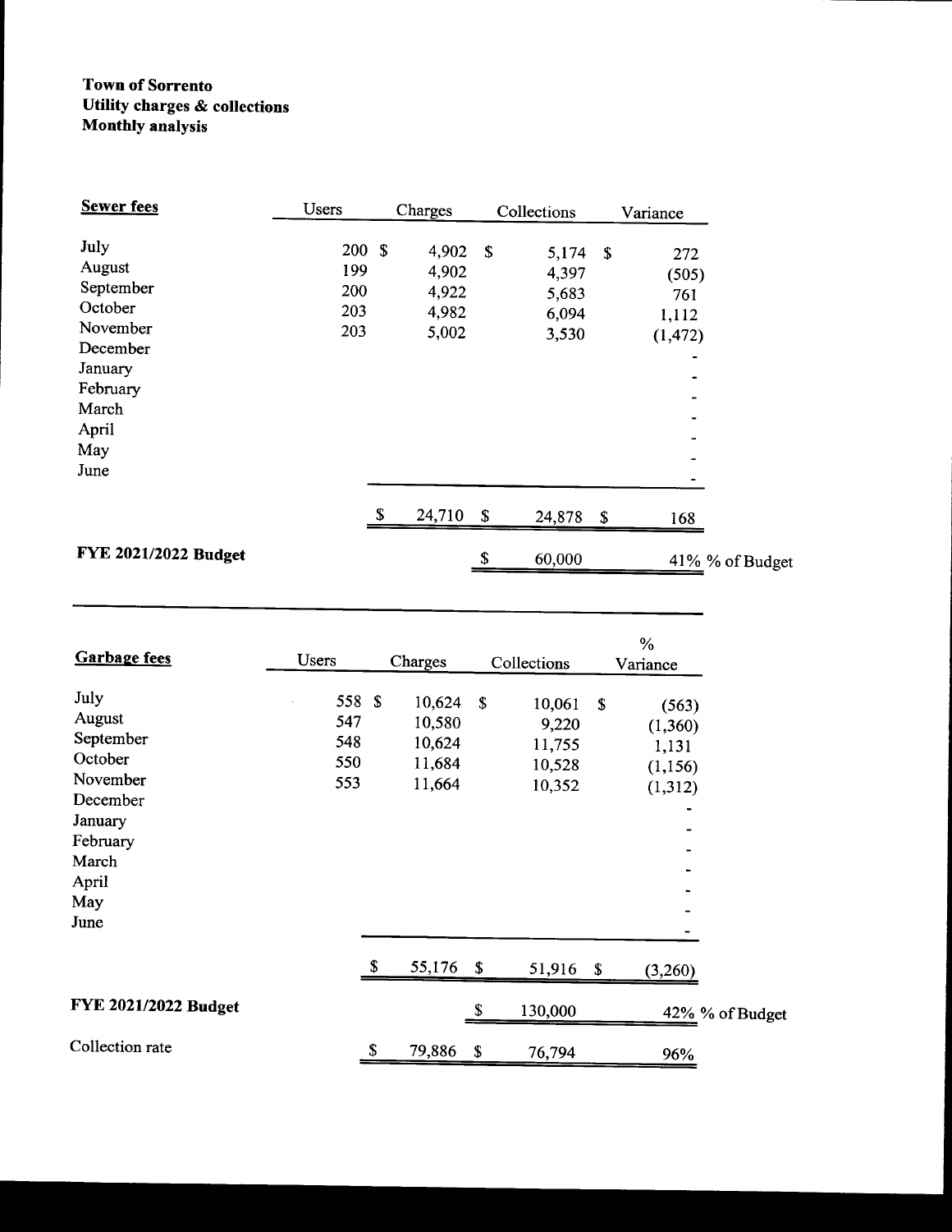**Town of Sorrento**
**Utility charges & collections**
**Monthly analysis**

| **Sewer fees** | Users | Charges | Collections | Variance | |
|---|---|---|---|---|---|
| July | 200 | $ 4,902 | $ 5,174 | $ 272 | |
| August | 199 | 4,902 | 4,397 | (505) | |
| September | 200 | 4,922 | 5,683 | 761 | |
| October | 203 | 4,982 | 6,094 | 1,112 | |
| November | 203 | 5,002 | 3,530 | (1,472) | |
| December | | | | - | |
| January | | | | - | |
| February | | | | - | |
| March | | | | - | |
| April | | | | - | |
| May | | | | - | |
| June | | | | - | |
| | | $ 24,710 | $ 24,878 | $ 168 | |
| **FYE 2021/2022 Budget** | | | $ 60,000 | 41% | % of Budget |

| **Garbage fees** | Users | Charges | Collections | % Variance | |
|---|---|---|---|---|---|
| July | 558 | $ 10,624 | $ 10,061 | $ (563) | |
| August | 547 | 10,580 | 9,220 | (1,360) | |
| September | 548 | 10,624 | 11,755 | 1,131 | |
| October | 550 | 11,684 | 10,528 | (1,156) | |
| November | 553 | 11,664 | 10,352 | (1,312) | |
| December | | | | - | |
| January | | | | - | |
| February | | | | - | |
| March | | | | - | |
| April | | | | - | |
| May | | | | - | |
| June | | | | - | |
| | | $ 55,176 | $ 51,916 | $ (3,260) | |
| **FYE 2021/2022 Budget** | | | $ 130,000 | 42% | % of Budget |
| Collection rate | | $ 79,886 | $ 76,794 | 96% | |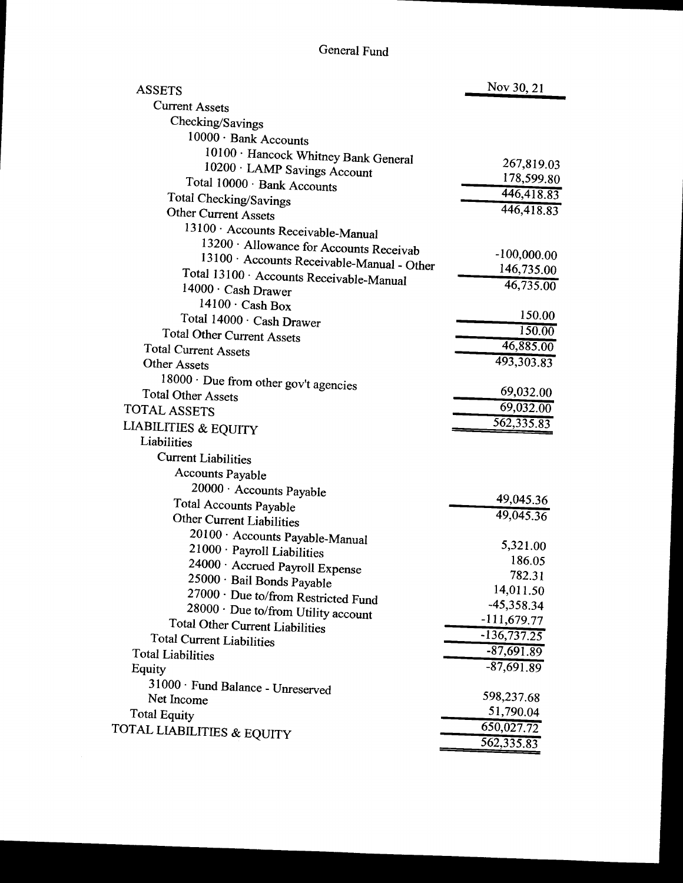# General Fund

| | Nov 30, 21 |
|---|---|
| ASSETS | |
| Current Assets | |
| Checking/Savings | |
| 10000 · Bank Accounts | |
| 10100 · Hancock Whitney Bank General | 267,819.03 |
| 10200 · LAMP Savings Account | 178,599.80 |
| Total 10000 · Bank Accounts | 446,418.83 |
| Total Checking/Savings | 446,418.83 |
| Other Current Assets | |
| 13100 · Accounts Receivable-Manual | |
| 13200 · Allowance for Accounts Receivab | -100,000.00 |
| 13100 · Accounts Receivable-Manual - Other | 146,735.00 |
| Total 13100 · Accounts Receivable-Manual | 46,735.00 |
| 14000 · Cash Drawer | |
| 14100 · Cash Box | 150.00 |
| Total 14000 · Cash Drawer | 150.00 |
| Total Other Current Assets | 46,885.00 |
| Total Current Assets | 493,303.83 |
| Other Assets | |
| 18000 · Due from other gov't agencies | 69,032.00 |
| Total Other Assets | 69,032.00 |
| TOTAL ASSETS | 562,335.83 |
| LIABILITIES & EQUITY | |
| Liabilities | |
| Current Liabilities | |
| Accounts Payable | |
| 20000 · Accounts Payable | 49,045.36 |
| Total Accounts Payable | 49,045.36 |
| Other Current Liabilities | |
| 20100 · Accounts Payable-Manual | 5,321.00 |
| 21000 · Payroll Liabilities | 186.05 |
| 24000 · Accrued Payroll Expense | 782.31 |
| 25000 · Bail Bonds Payable | 14,011.50 |
| 27000 · Due to/from Restricted Fund | -45,358.34 |
| 28000 · Due to/from Utility account | -111,679.77 |
| Total Other Current Liabilities | -136,737.25 |
| Total Current Liabilities | -87,691.89 |
| Total Liabilities | -87,691.89 |
| Equity | |
| 31000 · Fund Balance - Unreserved | 598,237.68 |
| Net Income | 51,790.04 |
| Total Equity | 650,027.72 |
| TOTAL LIABILITIES & EQUITY | 562,335.83 |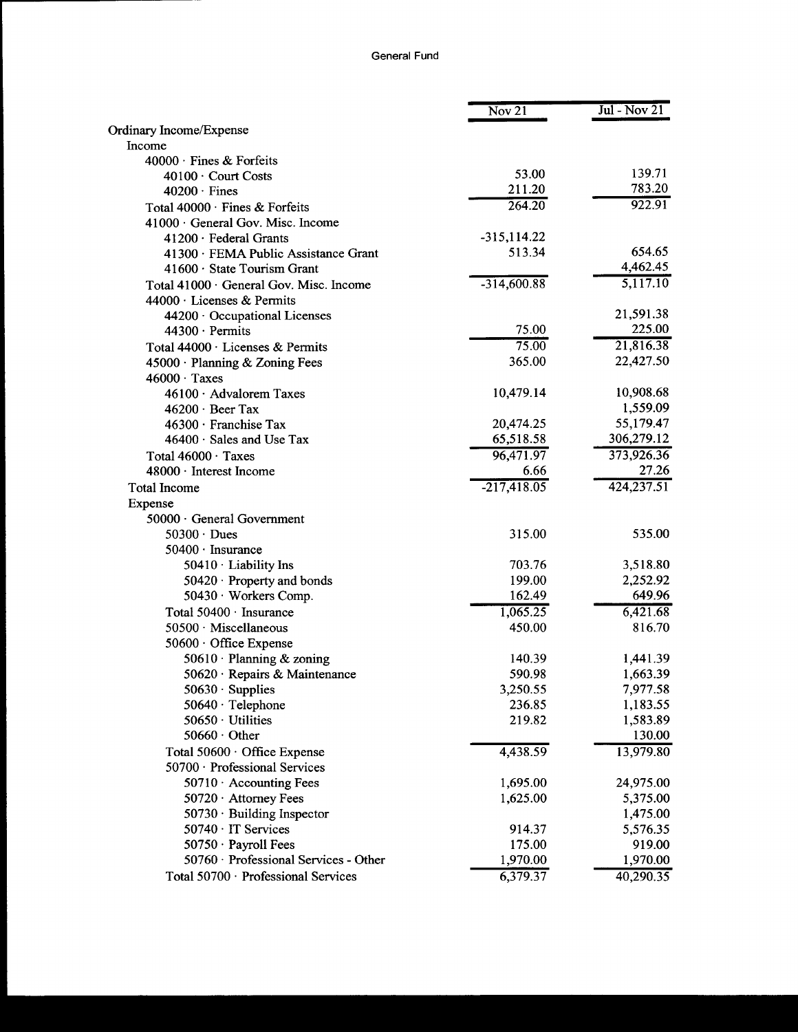# General Fund

| | Nov 21 | Jul - Nov 21 |
|---|---|---|
| Ordinary Income/Expense | | |
| Income | | |
| 40000 · Fines & Forfeits | | |
| 40100 · Court Costs | 53.00 | 139.71 |
| 40200 · Fines | 211.20 | 783.20 |
| Total 40000 · Fines & Forfeits | 264.20 | 922.91 |
| 41000 · General Gov. Misc. Income | | |
| 41200 · Federal Grants | -315,114.22 | |
| 41300 · FEMA Public Assistance Grant | 513.34 | 654.65 |
| 41600 · State Tourism Grant | | 4,462.45 |
| Total 41000 · General Gov. Misc. Income | -314,600.88 | 5,117.10 |
| 44000 · Licenses & Permits | | |
| 44200 · Occupational Licenses | | 21,591.38 |
| 44300 · Permits | 75.00 | 225.00 |
| Total 44000 · Licenses & Permits | 75.00 | 21,816.38 |
| 45000 · Planning & Zoning Fees | 365.00 | 22,427.50 |
| 46000 · Taxes | | |
| 46100 · Advalorem Taxes | 10,479.14 | 10,908.68 |
| 46200 · Beer Tax | | 1,559.09 |
| 46300 · Franchise Tax | 20,474.25 | 55,179.47 |
| 46400 · Sales and Use Tax | 65,518.58 | 306,279.12 |
| Total 46000 · Taxes | 96,471.97 | 373,926.36 |
| 48000 · Interest Income | 6.66 | 27.26 |
| Total Income | -217,418.05 | 424,237.51 |
| Expense | | |
| 50000 · General Government | | |
| 50300 · Dues | 315.00 | 535.00 |
| 50400 · Insurance | | |
| 50410 · Liability Ins | 703.76 | 3,518.80 |
| 50420 · Property and bonds | 199.00 | 2,252.92 |
| 50430 · Workers Comp. | 162.49 | 649.96 |
| Total 50400 · Insurance | 1,065.25 | 6,421.68 |
| 50500 · Miscellaneous | 450.00 | 816.70 |
| 50600 · Office Expense | | |
| 50610 · Planning & zoning | 140.39 | 1,441.39 |
| 50620 · Repairs & Maintenance | 590.98 | 1,663.39 |
| 50630 · Supplies | 3,250.55 | 7,977.58 |
| 50640 · Telephone | 236.85 | 1,183.55 |
| 50650 · Utilities | 219.82 | 1,583.89 |
| 50660 · Other | | 130.00 |
| Total 50600 · Office Expense | 4,438.59 | 13,979.80 |
| 50700 · Professional Services | | |
| 50710 · Accounting Fees | 1,695.00 | 24,975.00 |
| 50720 · Attorney Fees | 1,625.00 | 5,375.00 |
| 50730 · Building Inspector | | 1,475.00 |
| 50740 · IT Services | 914.37 | 5,576.35 |
| 50750 · Payroll Fees | 175.00 | 919.00 |
| 50760 · Professional Services - Other | 1,970.00 | 1,970.00 |
| Total 50700 · Professional Services | 6,379.37 | 40,290.35 |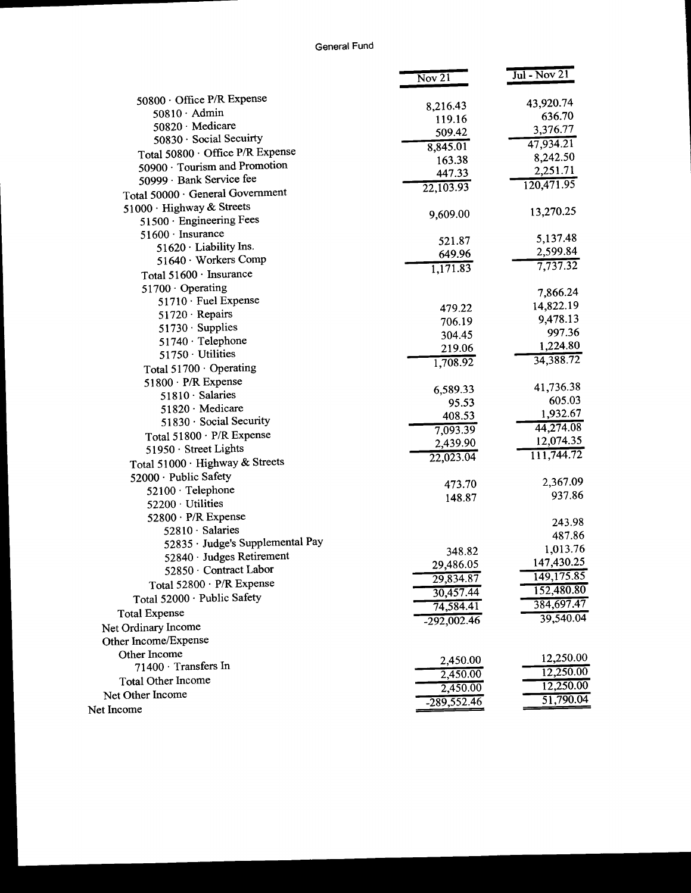# General Fund

| | Nov 21 | Jul - Nov 21 |
|---|---|---|
| 50800 · Office P/R Expense | | |
| 50810 · Admin | 8,216.43 | 43,920.74 |
| 50820 · Medicare | 119.16 | 636.70 |
| 50830 · Social Secuirty | 509.42 | 3,376.77 |
| Total 50800 · Office P/R Expense | 8,845.01 | 47,934.21 |
| 50900 · Tourism and Promotion | 163.38 | 8,242.50 |
| 50999 · Bank Service fee | 447.33 | 2,251.71 |
| Total 50000 · General Government | 22,103.93 | 120,471.95 |
| 51000 · Highway & Streets | | |
| 51500 · Engineering Fees | 9,609.00 | 13,270.25 |
| 51600 · Insurance | | |
| 51620 · Liability Ins. | 521.87 | 5,137.48 |
| 51640 · Workers Comp | 649.96 | 2,599.84 |
| Total 51600 · Insurance | 1,171.83 | 7,737.32 |
| 51700 · Operating | | |
| 51710 · Fuel Expense | | 7,866.24 |
| 51720 · Repairs | 479.22 | 14,822.19 |
| 51730 · Supplies | 706.19 | 9,478.13 |
| 51740 · Telephone | 304.45 | 997.36 |
| 51750 · Utilities | 219.06 | 1,224.80 |
| Total 51700 · Operating | 1,708.92 | 34,388.72 |
| 51800 · P/R Expense | | |
| 51810 · Salaries | 6,589.33 | 41,736.38 |
| 51820 · Medicare | 95.53 | 605.03 |
| 51830 · Social Security | 408.53 | 1,932.67 |
| Total 51800 · P/R Expense | 7,093.39 | 44,274.08 |
| 51950 · Street Lights | 2,439.90 | 12,074.35 |
| Total 51000 · Highway & Streets | 22,023.04 | 111,744.72 |
| 52000 · Public Safety | | |
| 52100 · Telephone | 473.70 | 2,367.09 |
| 52200 · Utilities | 148.87 | 937.86 |
| 52800 · P/R Expense | | |
| 52810 · Salaries | | 243.98 |
| 52835 · Judge's Supplemental Pay | | 487.86 |
| 52840 · Judges Retirement | 348.82 | 1,013.76 |
| 52850 · Contract Labor | 29,486.05 | 147,430.25 |
| Total 52800 · P/R Expense | 29,834.87 | 149,175.85 |
| Total 52000 · Public Safety | 30,457.44 | 152,480.80 |
| Total Expense | 74,584.41 | 384,697.47 |
| Net Ordinary Income | -292,002.46 | 39,540.04 |
| Other Income/Expense | | |
| Other Income | | |
| 71400 · Transfers In | 2,450.00 | 12,250.00 |
| Total Other Income | 2,450.00 | 12,250.00 |
| Net Other Income | 2,450.00 | 12,250.00 |
| Net Income | -289,552.46 | 51,790.04 |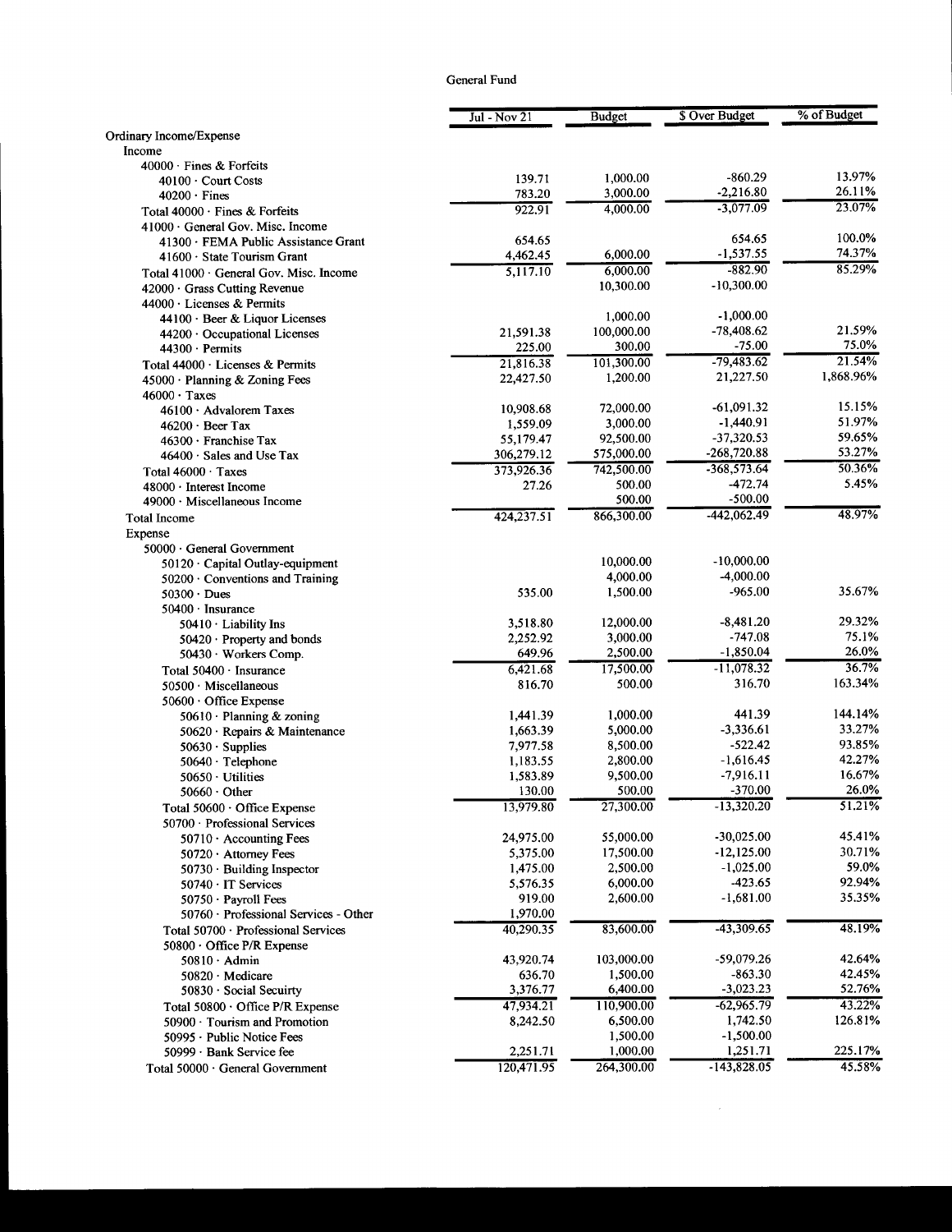General Fund

| | Jul - Nov 21 | Budget | $ Over Budget | % of Budget |
|---|---|---|---|---|
| Ordinary Income/Expense | | | | |
| Income | | | | |
| 40000 · Fines & Forfeits | | | | |
| 40100 · Court Costs | 139.71 | 1,000.00 | -860.29 | 13.97% |
| 40200 · Fines | 783.20 | 3,000.00 | -2,216.80 | 26.11% |
| Total 40000 · Fines & Forfeits | 922.91 | 4,000.00 | -3,077.09 | 23.07% |
| 41000 · General Gov. Misc. Income | | | | |
| 41300 · FEMA Public Assistance Grant | 654.65 | | 654.65 | 100.0% |
| 41600 · State Tourism Grant | 4,462.45 | 6,000.00 | -1,537.55 | 74.37% |
| Total 41000 · General Gov. Misc. Income | 5,117.10 | 6,000.00 | -882.90 | 85.29% |
| 42000 · Grass Cutting Revenue | | 10,300.00 | -10,300.00 | |
| 44000 · Licenses & Permits | | | | |
| 44100 · Beer & Liquor Licenses | | 1,000.00 | -1,000.00 | |
| 44200 · Occupational Licenses | 21,591.38 | 100,000.00 | -78,408.62 | 21.59% |
| 44300 · Permits | 225.00 | 300.00 | -75.00 | 75.0% |
| Total 44000 · Licenses & Permits | 21,816.38 | 101,300.00 | -79,483.62 | 21.54% |
| 45000 · Planning & Zoning Fees | 22,427.50 | 1,200.00 | 21,227.50 | 1,868.96% |
| 46000 · Taxes | | | | |
| 46100 · Advalorem Taxes | 10,908.68 | 72,000.00 | -61,091.32 | 15.15% |
| 46200 · Beer Tax | 1,559.09 | 3,000.00 | -1,440.91 | 51.97% |
| 46300 · Franchise Tax | 55,179.47 | 92,500.00 | -37,320.53 | 59.65% |
| 46400 · Sales and Use Tax | 306,279.12 | 575,000.00 | -268,720.88 | 53.27% |
| Total 46000 · Taxes | 373,926.36 | 742,500.00 | -368,573.64 | 50.36% |
| 48000 · Interest Income | 27.26 | 500.00 | -472.74 | 5.45% |
| 49000 · Miscellaneous Income | | 500.00 | -500.00 | |
| Total Income | 424,237.51 | 866,300.00 | -442,062.49 | 48.97% |
| Expense | | | | |
| 50000 · General Government | | | | |
| 50120 · Capital Outlay-equipment | | 10,000.00 | -10,000.00 | |
| 50200 · Conventions and Training | | 4,000.00 | -4,000.00 | |
| 50300 · Dues | 535.00 | 1,500.00 | -965.00 | 35.67% |
| 50400 · Insurance | | | | |
| 50410 · Liability Ins | 3,518.80 | 12,000.00 | -8,481.20 | 29.32% |
| 50420 · Property and bonds | 2,252.92 | 3,000.00 | -747.08 | 75.1% |
| 50430 · Workers Comp. | 649.96 | 2,500.00 | -1,850.04 | 26.0% |
| Total 50400 · Insurance | 6,421.68 | 17,500.00 | -11,078.32 | 36.7% |
| 50500 · Miscellaneous | 816.70 | 500.00 | 316.70 | 163.34% |
| 50600 · Office Expense | | | | |
| 50610 · Planning & zoning | 1,441.39 | 1,000.00 | 441.39 | 144.14% |
| 50620 · Repairs & Maintenance | 1,663.39 | 5,000.00 | -3,336.61 | 33.27% |
| 50630 · Supplies | 7,977.58 | 8,500.00 | -522.42 | 93.85% |
| 50640 · Telephone | 1,183.55 | 2,800.00 | -1,616.45 | 42.27% |
| 50650 · Utilities | 1,583.89 | 9,500.00 | -7,916.11 | 16.67% |
| 50660 · Other | 130.00 | 500.00 | -370.00 | 26.0% |
| Total 50600 · Office Expense | 13,979.80 | 27,300.00 | -13,320.20 | 51.21% |
| 50700 · Professional Services | | | | |
| 50710 · Accounting Fees | 24,975.00 | 55,000.00 | -30,025.00 | 45.41% |
| 50720 · Attorney Fees | 5,375.00 | 17,500.00 | -12,125.00 | 30.71% |
| 50730 · Building Inspector | 1,475.00 | 2,500.00 | -1,025.00 | 59.0% |
| 50740 · IT Services | 5,576.35 | 6,000.00 | -423.65 | 92.94% |
| 50750 · Payroll Fees | 919.00 | 2,600.00 | -1,681.00 | 35.35% |
| 50760 · Professional Services - Other | 1,970.00 | | | |
| Total 50700 · Professional Services | 40,290.35 | 83,600.00 | -43,309.65 | 48.19% |
| 50800 · Office P/R Expense | | | | |
| 50810 · Admin | 43,920.74 | 103,000.00 | -59,079.26 | 42.64% |
| 50820 · Medicare | 636.70 | 1,500.00 | -863.30 | 42.45% |
| 50830 · Social Secuirty | 3,376.77 | 6,400.00 | -3,023.23 | 52.76% |
| Total 50800 · Office P/R Expense | 47,934.21 | 110,900.00 | -62,965.79 | 43.22% |
| 50900 · Tourism and Promotion | 8,242.50 | 6,500.00 | 1,742.50 | 126.81% |
| 50995 · Public Notice Fees | | 1,500.00 | -1,500.00 | |
| 50999 · Bank Service fee | 2,251.71 | 1,000.00 | 1,251.71 | 225.17% |
| Total 50000 · General Government | 120,471.95 | 264,300.00 | -143,828.05 | 45.58% |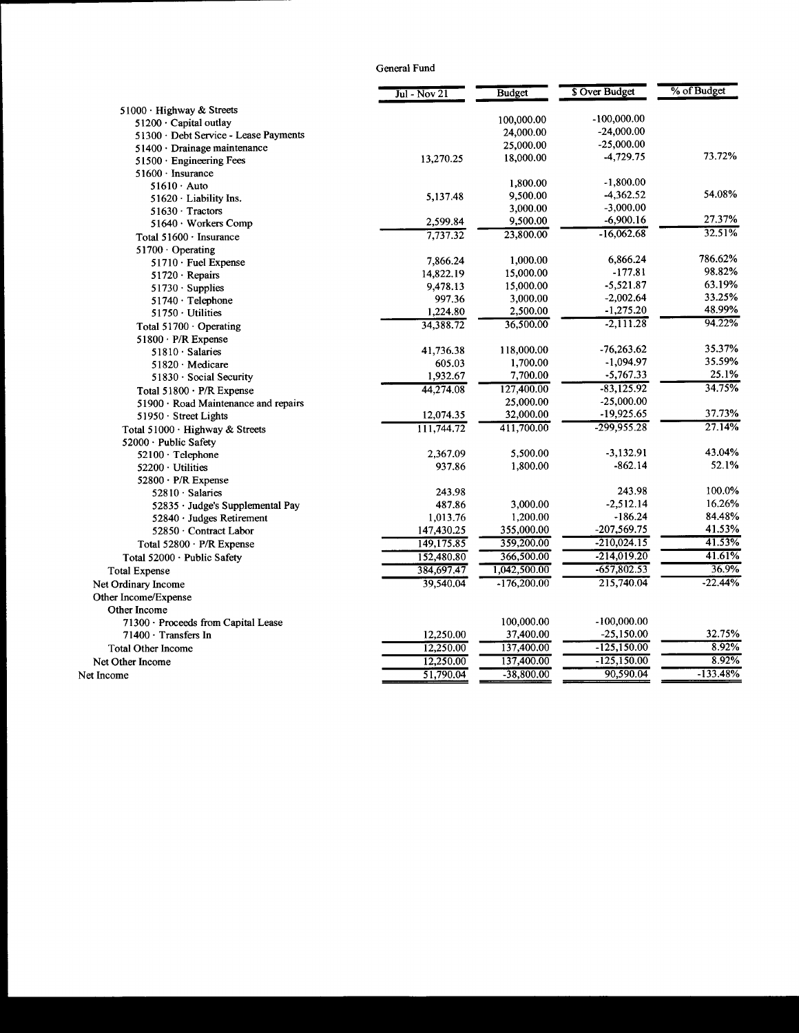General Fund

| | Jul - Nov 21 | Budget | $ Over Budget | % of Budget |
|---|---|---|---|---|
| 51000 · Highway & Streets | | | | |
| 51200 · Capital outlay | | 100,000.00 | -100,000.00 | |
| 51300 · Debt Service - Lease Payments | | 24,000.00 | -24,000.00 | |
| 51400 · Drainage maintenance | | 25,000.00 | -25,000.00 | |
| 51500 · Engineering Fees | 13,270.25 | 18,000.00 | -4,729.75 | 73.72% |
| 51600 · Insurance | | | | |
| 51610 · Auto | | 1,800.00 | -1,800.00 | |
| 51620 · Liability Ins. | 5,137.48 | 9,500.00 | -4,362.52 | 54.08% |
| 51630 · Tractors | | 3,000.00 | -3,000.00 | |
| 51640 · Workers Comp | 2,599.84 | 9,500.00 | -6,900.16 | 27.37% |
| Total 51600 · Insurance | 7,737.32 | 23,800.00 | -16,062.68 | 32.51% |
| 51700 · Operating | | | | |
| 51710 · Fuel Expense | 7,866.24 | 1,000.00 | 6,866.24 | 786.62% |
| 51720 · Repairs | 14,822.19 | 15,000.00 | -177.81 | 98.82% |
| 51730 · Supplies | 9,478.13 | 15,000.00 | -5,521.87 | 63.19% |
| 51740 · Telephone | 997.36 | 3,000.00 | -2,002.64 | 33.25% |
| 51750 · Utilities | 1,224.80 | 2,500.00 | -1,275.20 | 48.99% |
| Total 51700 · Operating | 34,388.72 | 36,500.00 | -2,111.28 | 94.22% |
| 51800 · P/R Expense | | | | |
| 51810 · Salaries | 41,736.38 | 118,000.00 | -76,263.62 | 35.37% |
| 51820 · Medicare | 605.03 | 1,700.00 | -1,094.97 | 35.59% |
| 51830 · Social Security | 1,932.67 | 7,700.00 | -5,767.33 | 25.1% |
| Total 51800 · P/R Expense | 44,274.08 | 127,400.00 | -83,125.92 | 34.75% |
| 51900 · Road Maintenance and repairs | | 25,000.00 | -25,000.00 | |
| 51950 · Street Lights | 12,074.35 | 32,000.00 | -19,925.65 | 37.73% |
| Total 51000 · Highway & Streets | 111,744.72 | 411,700.00 | -299,955.28 | 27.14% |
| 52000 · Public Safety | | | | |
| 52100 · Telephone | 2,367.09 | 5,500.00 | -3,132.91 | 43.04% |
| 52200 · Utilities | 937.86 | 1,800.00 | -862.14 | 52.1% |
| 52800 · P/R Expense | | | | |
| 52810 · Salaries | 243.98 | | 243.98 | 100.0% |
| 52835 · Judge's Supplemental Pay | 487.86 | 3,000.00 | -2,512.14 | 16.26% |
| 52840 · Judges Retirement | 1,013.76 | 1,200.00 | -186.24 | 84.48% |
| 52850 · Contract Labor | 147,430.25 | 355,000.00 | -207,569.75 | 41.53% |
| Total 52800 · P/R Expense | 149,175.85 | 359,200.00 | -210,024.15 | 41.53% |
| Total 52000 · Public Safety | 152,480.80 | 366,500.00 | -214,019.20 | 41.61% |
| Total Expense | 384,697.47 | 1,042,500.00 | -657,802.53 | 36.9% |
| Net Ordinary Income | 39,540.04 | -176,200.00 | 215,740.04 | -22.44% |
| Other Income/Expense | | | | |
| Other Income | | | | |
| 71300 · Proceeds from Capital Lease | | 100,000.00 | -100,000.00 | |
| 71400 · Transfers In | 12,250.00 | 37,400.00 | -25,150.00 | 32.75% |
| Total Other Income | 12,250.00 | 137,400.00 | -125,150.00 | 8.92% |
| Net Other Income | 12,250.00 | 137,400.00 | -125,150.00 | 8.92% |
| Net Income | 51,790.04 | -38,800.00 | 90,590.04 | -133.48% |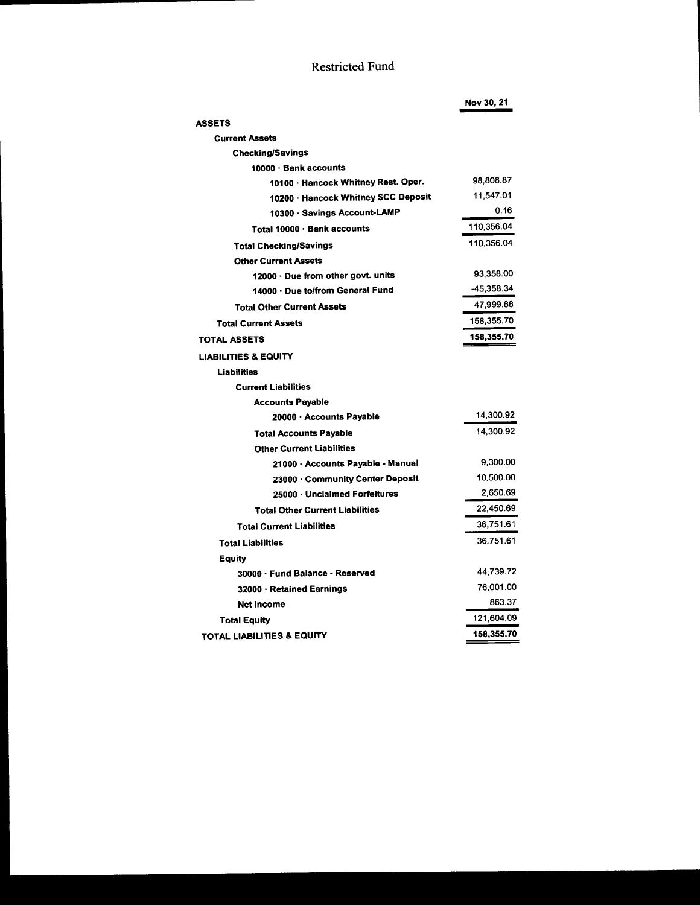# Restricted Fund

| | Nov 30, 21 |
|---|---|
| **ASSETS** | |
| **Current Assets** | |
| **Checking/Savings** | |
| **10000 · Bank accounts** | |
| **10100 · Hancock Whitney Rest. Oper.** | 98,808.87 |
| **10200 · Hancock Whitney SCC Deposit** | 11,547.01 |
| **10300 · Savings Account-LAMP** | 0.16 |
| **Total 10000 · Bank accounts** | 110,356.04 |
| **Total Checking/Savings** | 110,356.04 |
| **Other Current Assets** | |
| **12000 · Due from other govt. units** | 93,358.00 |
| **14000 · Due to/from General Fund** | -45,358.34 |
| **Total Other Current Assets** | 47,999.66 |
| **Total Current Assets** | 158,355.70 |
| **TOTAL ASSETS** | **158,355.70** |
| **LIABILITIES & EQUITY** | |
| **Liabilities** | |
| **Current Liabilities** | |
| **Accounts Payable** | |
| **20000 · Accounts Payable** | 14,300.92 |
| **Total Accounts Payable** | 14,300.92 |
| **Other Current Liabilities** | |
| **21000 · Accounts Payable - Manual** | 9,300.00 |
| **23000 · Community Center Deposit** | 10,500.00 |
| **25000 · Unclaimed Forfeitures** | 2,650.69 |
| **Total Other Current Liabilities** | 22,450.69 |
| **Total Current Liabilities** | 36,751.61 |
| **Total Liabilities** | 36,751.61 |
| **Equity** | |
| **30000 · Fund Balance - Reserved** | 44,739.72 |
| **32000 · Retained Earnings** | 76,001.00 |
| **Net Income** | 863.37 |
| **Total Equity** | 121,604.09 |
| **TOTAL LIABILITIES & EQUITY** | **158,355.70** |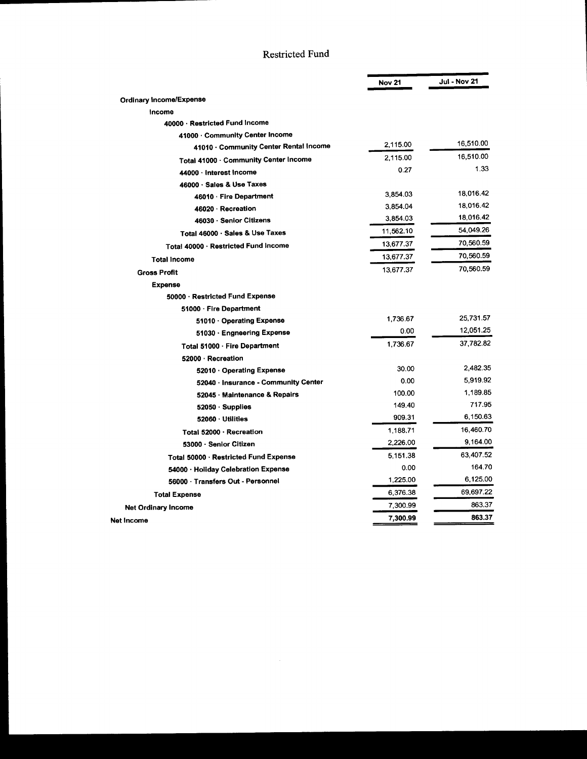# Restricted Fund

| | Nov 21 | Jul - Nov 21 |
|---|---|---|
| **Ordinary Income/Expense** | | |
| **Income** | | |
| **40000 · Restricted Fund Income** | | |
| **41000 · Community Center Income** | | |
| **41010 · Community Center Rental Income** | 2,115.00 | 16,510.00 |
| **Total 41000 · Community Center Income** | 2,115.00 | 16,510.00 |
| **44000 · Interest Income** | 0.27 | 1.33 |
| **46000 · Sales & Use Taxes** | | |
| **46010 · Fire Department** | 3,854.03 | 18,016.42 |
| **46020 · Recreation** | 3,854.04 | 18,016.42 |
| **46030 · Senior Citizens** | 3,854.03 | 18,016.42 |
| **Total 46000 · Sales & Use Taxes** | 11,562.10 | 54,049.26 |
| **Total 40000 · Restricted Fund Income** | 13,677.37 | 70,560.59 |
| **Total Income** | 13,677.37 | 70,560.59 |
| **Gross Profit** | 13,677.37 | 70,560.59 |
| **Expense** | | |
| **50000 · Restricted Fund Expense** | | |
| **51000 · Fire Department** | | |
| **51010 · Operating Expense** | 1,736.67 | 25,731.57 |
| **51030 · Engneering Expense** | 0.00 | 12,051.25 |
| **Total 51000 · Fire Department** | 1,736.67 | 37,782.82 |
| **52000 · Recreation** | | |
| **52010 · Operating Expense** | 30.00 | 2,482.35 |
| **52040 · Insurance - Community Center** | 0.00 | 5,919.92 |
| **52045 · Maintenance & Repairs** | 100.00 | 1,189.85 |
| **52050 · Supplies** | 149.40 | 717.95 |
| **52060 · Utilities** | 909.31 | 6,150.63 |
| **Total 52000 · Recreation** | 1,188.71 | 16,460.70 |
| **53000 · Senior Citizen** | 2,226.00 | 9,164.00 |
| **Total 50000 · Restricted Fund Expense** | 5,151.38 | 63,407.52 |
| **54000 · Holiday Celebration Expense** | 0.00 | 164.70 |
| **56000 · Transfers Out - Personnel** | 1,225.00 | 6,125.00 |
| **Total Expense** | 6,376.38 | 69,697.22 |
| **Net Ordinary Income** | 7,300.99 | 863.37 |
| **Net Income** | **7,300.99** | **863.37** |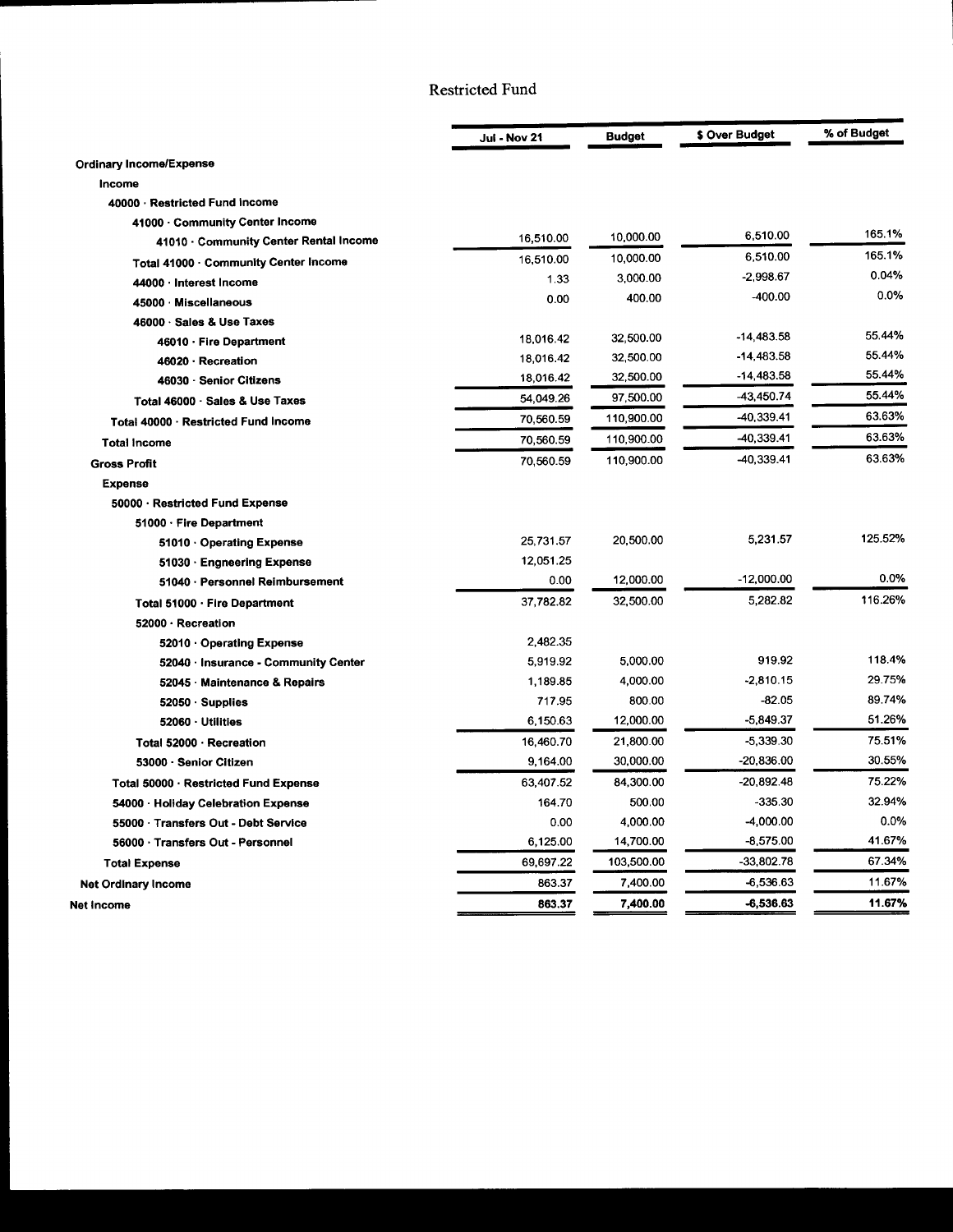# Restricted Fund

| | Jul - Nov 21 | Budget | $ Over Budget | % of Budget |
|---|---|---|---|---|
| **Ordinary Income/Expense** | | | | |
| **Income** | | | | |
| **40000 · Restricted Fund Income** | | | | |
| **41000 · Community Center Income** | | | | |
| **41010 · Community Center Rental Income** | 16,510.00 | 10,000.00 | 6,510.00 | 165.1% |
| **Total 41000 · Community Center Income** | 16,510.00 | 10,000.00 | 6,510.00 | 165.1% |
| **44000 · Interest Income** | 1.33 | 3,000.00 | -2,998.67 | 0.04% |
| **45000 · Miscellaneous** | 0.00 | 400.00 | -400.00 | 0.0% |
| **46000 · Sales & Use Taxes** | | | | |
| **46010 · Fire Department** | 18,016.42 | 32,500.00 | -14,483.58 | 55.44% |
| **46020 · Recreation** | 18,016.42 | 32,500.00 | -14,483.58 | 55.44% |
| **46030 · Senior Citizens** | 18,016.42 | 32,500.00 | -14,483.58 | 55.44% |
| **Total 46000 · Sales & Use Taxes** | 54,049.26 | 97,500.00 | -43,450.74 | 55.44% |
| **Total 40000 · Restricted Fund Income** | 70,560.59 | 110,900.00 | -40,339.41 | 63.63% |
| **Total Income** | 70,560.59 | 110,900.00 | -40,339.41 | 63.63% |
| **Gross Profit** | 70,560.59 | 110,900.00 | -40,339.41 | 63.63% |
| **Expense** | | | | |
| **50000 · Restricted Fund Expense** | | | | |
| **51000 · Fire Department** | | | | |
| **51010 · Operating Expense** | 25,731.57 | 20,500.00 | 5,231.57 | 125.52% |
| **51030 · Engneering Expense** | 12,051.25 | | | |
| **51040 · Personnel Reimbursement** | 0.00 | 12,000.00 | -12,000.00 | 0.0% |
| **Total 51000 · Fire Department** | 37,782.82 | 32,500.00 | 5,282.82 | 116.26% |
| **52000 · Recreation** | | | | |
| **52010 · Operating Expense** | 2,482.35 | | | |
| **52040 · Insurance - Community Center** | 5,919.92 | 5,000.00 | 919.92 | 118.4% |
| **52045 · Maintenance & Repairs** | 1,189.85 | 4,000.00 | -2,810.15 | 29.75% |
| **52050 · Supplies** | 717.95 | 800.00 | -82.05 | 89.74% |
| **52060 · Utilities** | 6,150.63 | 12,000.00 | -5,849.37 | 51.26% |
| **Total 52000 · Recreation** | 16,460.70 | 21,800.00 | -5,339.30 | 75.51% |
| **53000 · Senior Citizen** | 9,164.00 | 30,000.00 | -20,836.00 | 30.55% |
| **Total 50000 · Restricted Fund Expense** | 63,407.52 | 84,300.00 | -20,892.48 | 75.22% |
| **54000 · Holiday Celebration Expense** | 164.70 | 500.00 | -335.30 | 32.94% |
| **55000 · Transfers Out - Debt Service** | 0.00 | 4,000.00 | -4,000.00 | 0.0% |
| **56000 · Transfers Out - Personnel** | 6,125.00 | 14,700.00 | -8,575.00 | 41.67% |
| **Total Expense** | 69,697.22 | 103,500.00 | -33,802.78 | 67.34% |
| **Net Ordinary Income** | 863.37 | 7,400.00 | -6,536.63 | 11.67% |
| **Net Income** | **863.37** | **7,400.00** | **-6,536.63** | **11.67%** |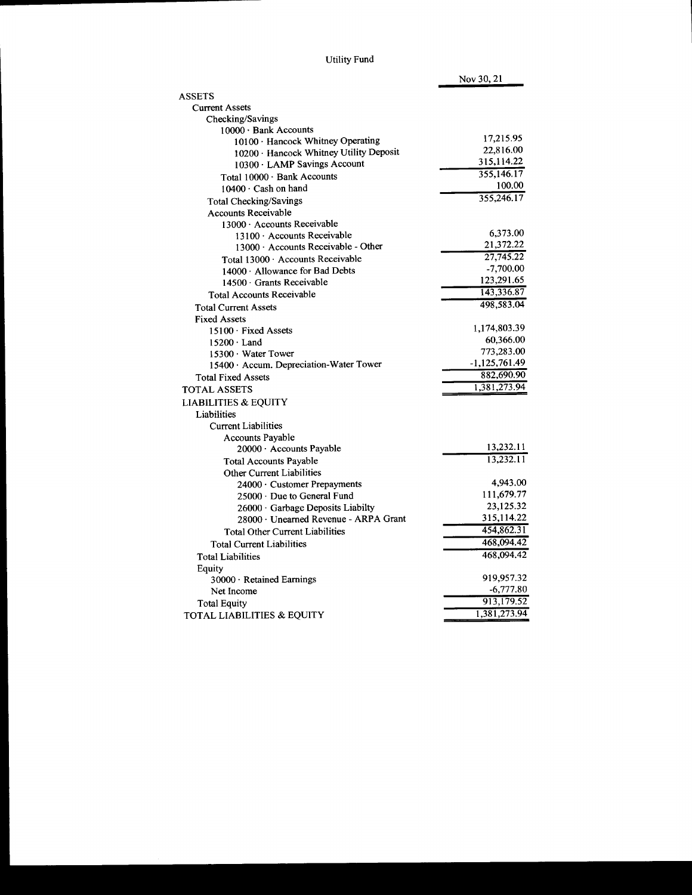# Utility Fund

| | Nov 30, 21 |
|---|---|
| ASSETS | |
| Current Assets | |
| Checking/Savings | |
| 10000 · Bank Accounts | |
| 10100 · Hancock Whitney Operating | 17,215.95 |
| 10200 · Hancock Whitney Utility Deposit | 22,816.00 |
| 10300 · LAMP Savings Account | 315,114.22 |
| Total 10000 · Bank Accounts | 355,146.17 |
| 10400 · Cash on hand | 100.00 |
| Total Checking/Savings | 355,246.17 |
| Accounts Receivable | |
| 13000 · Accounts Receivable | |
| 13100 · Accounts Receivable | 6,373.00 |
| 13000 · Accounts Receivable - Other | 21,372.22 |
| Total 13000 · Accounts Receivable | 27,745.22 |
| 14000 · Allowance for Bad Debts | -7,700.00 |
| 14500 · Grants Receivable | 123,291.65 |
| Total Accounts Receivable | 143,336.87 |
| Total Current Assets | 498,583.04 |
| Fixed Assets | |
| 15100 · Fixed Assets | 1,174,803.39 |
| 15200 · Land | 60,366.00 |
| 15300 · Water Tower | 773,283.00 |
| 15400 · Accum. Depreciation-Water Tower | -1,125,761.49 |
| Total Fixed Assets | 882,690.90 |
| TOTAL ASSETS | 1,381,273.94 |
| LIABILITIES & EQUITY | |
| Liabilities | |
| Current Liabilities | |
| Accounts Payable | |
| 20000 · Accounts Payable | 13,232.11 |
| Total Accounts Payable | 13,232.11 |
| Other Current Liabilities | |
| 24000 · Customer Prepayments | 4,943.00 |
| 25000 · Due to General Fund | 111,679.77 |
| 26000 · Garbage Deposits Liabilty | 23,125.32 |
| 28000 · Unearned Revenue - ARPA Grant | 315,114.22 |
| Total Other Current Liabilities | 454,862.31 |
| Total Current Liabilities | 468,094.42 |
| Total Liabilities | 468,094.42 |
| Equity | |
| 30000 · Retained Earnings | 919,957.32 |
| Net Income | -6,777.80 |
| Total Equity | 913,179.52 |
| TOTAL LIABILITIES & EQUITY | 1,381,273.94 |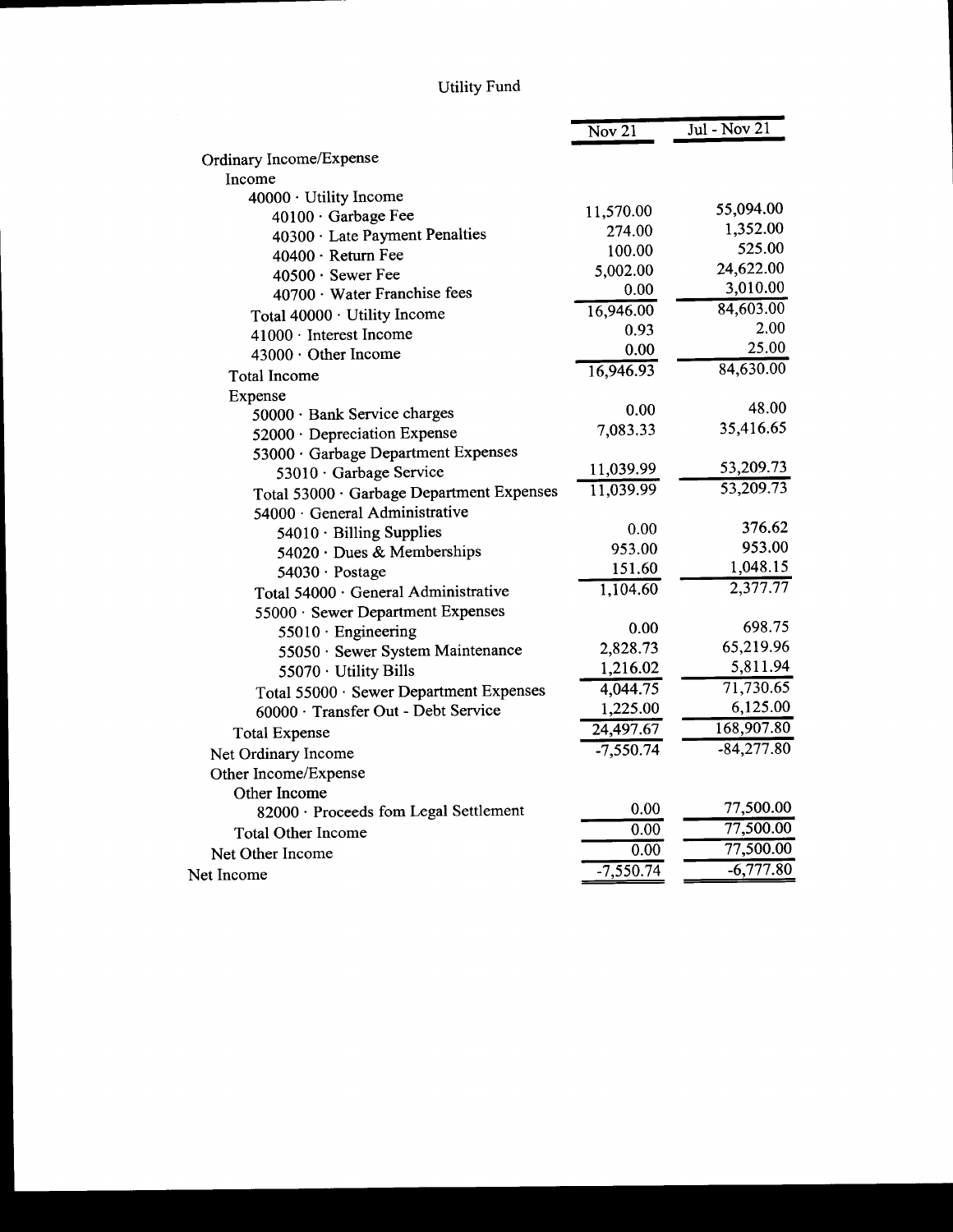# Utility Fund

| | Nov 21 | Jul - Nov 21 |
|---|---|---|
| Ordinary Income/Expense | | |
| Income | | |
| 40000 · Utility Income | | |
| 40100 · Garbage Fee | 11,570.00 | 55,094.00 |
| 40300 · Late Payment Penalties | 274.00 | 1,352.00 |
| 40400 · Return Fee | 100.00 | 525.00 |
| 40500 · Sewer Fee | 5,002.00 | 24,622.00 |
| 40700 · Water Franchise fees | 0.00 | 3,010.00 |
| Total 40000 · Utility Income | 16,946.00 | 84,603.00 |
| 41000 · Interest Income | 0.93 | 2.00 |
| 43000 · Other Income | 0.00 | 25.00 |
| Total Income | 16,946.93 | 84,630.00 |
| Expense | | |
| 50000 · Bank Service charges | 0.00 | 48.00 |
| 52000 · Depreciation Expense | 7,083.33 | 35,416.65 |
| 53000 · Garbage Department Expenses | | |
| 53010 · Garbage Service | 11,039.99 | 53,209.73 |
| Total 53000 · Garbage Department Expenses | 11,039.99 | 53,209.73 |
| 54000 · General Administrative | | |
| 54010 · Billing Supplies | 0.00 | 376.62 |
| 54020 · Dues & Memberships | 953.00 | 953.00 |
| 54030 · Postage | 151.60 | 1,048.15 |
| Total 54000 · General Administrative | 1,104.60 | 2,377.77 |
| 55000 · Sewer Department Expenses | | |
| 55010 · Engineering | 0.00 | 698.75 |
| 55050 · Sewer System Maintenance | 2,828.73 | 65,219.96 |
| 55070 · Utility Bills | 1,216.02 | 5,811.94 |
| Total 55000 · Sewer Department Expenses | 4,044.75 | 71,730.65 |
| 60000 · Transfer Out - Debt Service | 1,225.00 | 6,125.00 |
| Total Expense | 24,497.67 | 168,907.80 |
| Net Ordinary Income | -7,550.74 | -84,277.80 |
| Other Income/Expense | | |
| Other Income | | |
| 82000 · Proceeds fom Legal Settlement | 0.00 | 77,500.00 |
| Total Other Income | 0.00 | 77,500.00 |
| Net Other Income | 0.00 | 77,500.00 |
| Net Income | -7,550.74 | -6,777.80 |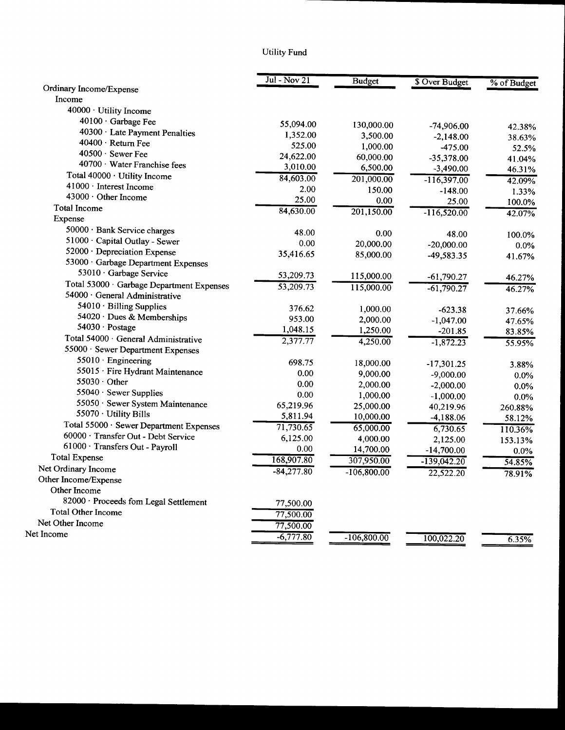# Utility Fund

| | Jul - Nov 21 | Budget | $ Over Budget | % of Budget |
|---|---|---|---|---|
| Ordinary Income/Expense | | | | |
| Income | | | | |
| 40000 · Utility Income | | | | |
| 40100 · Garbage Fee | 55,094.00 | 130,000.00 | -74,906.00 | 42.38% |
| 40300 · Late Payment Penalties | 1,352.00 | 3,500.00 | -2,148.00 | 38.63% |
| 40400 · Return Fee | 525.00 | 1,000.00 | -475.00 | 52.5% |
| 40500 · Sewer Fee | 24,622.00 | 60,000.00 | -35,378.00 | 41.04% |
| 40700 · Water Franchise fees | 3,010.00 | 6,500.00 | -3,490.00 | 46.31% |
| Total 40000 · Utility Income | 84,603.00 | 201,000.00 | -116,397.00 | 42.09% |
| 41000 · Interest Income | 2.00 | 150.00 | -148.00 | 1.33% |
| 43000 · Other Income | 25.00 | 0.00 | 25.00 | 100.0% |
| Total Income | 84,630.00 | 201,150.00 | -116,520.00 | 42.07% |
| Expense | | | | |
| 50000 · Bank Service charges | 48.00 | 0.00 | 48.00 | 100.0% |
| 51000 · Capital Outlay - Sewer | 0.00 | 20,000.00 | -20,000.00 | 0.0% |
| 52000 · Depreciation Expense | 35,416.65 | 85,000.00 | -49,583.35 | 41.67% |
| 53000 · Garbage Department Expenses | | | | |
| 53010 · Garbage Service | 53,209.73 | 115,000.00 | -61,790.27 | 46.27% |
| Total 53000 · Garbage Department Expenses | 53,209.73 | 115,000.00 | -61,790.27 | 46.27% |
| 54000 · General Administrative | | | | |
| 54010 · Billing Supplies | 376.62 | 1,000.00 | -623.38 | 37.66% |
| 54020 · Dues & Memberships | 953.00 | 2,000.00 | -1,047.00 | 47.65% |
| 54030 · Postage | 1,048.15 | 1,250.00 | -201.85 | 83.85% |
| Total 54000 · General Administrative | 2,377.77 | 4,250.00 | -1,872.23 | 55.95% |
| 55000 · Sewer Department Expenses | | | | |
| 55010 · Engineering | 698.75 | 18,000.00 | -17,301.25 | 3.88% |
| 55015 · Fire Hydrant Maintenance | 0.00 | 9,000.00 | -9,000.00 | 0.0% |
| 55030 · Other | 0.00 | 2,000.00 | -2,000.00 | 0.0% |
| 55040 · Sewer Supplies | 0.00 | 1,000.00 | -1,000.00 | 0.0% |
| 55050 · Sewer System Maintenance | 65,219.96 | 25,000.00 | 40,219.96 | 260.88% |
| 55070 · Utility Bills | 5,811.94 | 10,000.00 | -4,188.06 | 58.12% |
| Total 55000 · Sewer Department Expenses | 71,730.65 | 65,000.00 | 6,730.65 | 110.36% |
| 60000 · Transfer Out - Debt Service | 6,125.00 | 4,000.00 | 2,125.00 | 153.13% |
| 61000 · Transfers Out - Payroll | 0.00 | 14,700.00 | -14,700.00 | 0.0% |
| Total Expense | 168,907.80 | 307,950.00 | -139,042.20 | 54.85% |
| Net Ordinary Income | -84,277.80 | -106,800.00 | 22,522.20 | 78.91% |
| Other Income/Expense | | | | |
| Other Income | | | | |
| 82000 · Proceeds fom Legal Settlement | 77,500.00 | | | |
| Total Other Income | 77,500.00 | | | |
| Net Other Income | 77,500.00 | | | |
| Net Income | -6,777.80 | -106,800.00 | 100,022.20 | 6.35% |